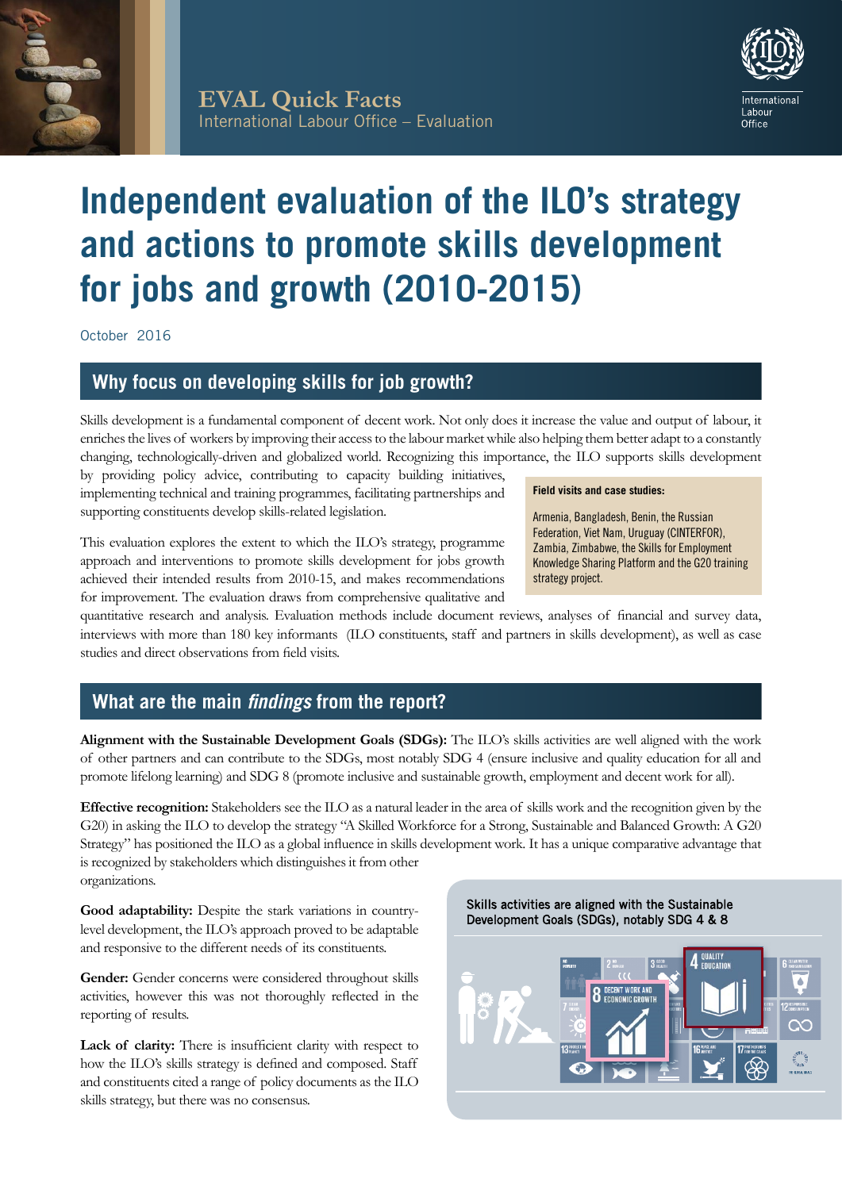EVAL Quick Facts
International Labour Office – Evaluation

# Independent evaluation of the ILO's strategy and actions to promote skills development for jobs and growth (2010-2015)

October 2016

## Why focus on developing skills for job growth?

Skills development is a fundamental component of decent work. Not only does it increase the value and output of labour, it enriches the lives of workers by improving their access to the labour market while also helping them better adapt to a constantly changing, technologically-driven and globalized world. Recognizing this importance, the ILO supports skills development by providing policy advice, contributing to capacity building initiatives, implementing technical and training programmes, facilitating partnerships and supporting constituents develop skills-related legislation.

This evaluation explores the extent to which the ILO's strategy, programme approach and interventions to promote skills development for jobs growth achieved their intended results from 2010-15, and makes recommendations for improvement. The evaluation draws from comprehensive qualitative and quantitative research and analysis. Evaluation methods include document reviews, analyses of financial and survey data, interviews with more than 180 key informants (ILO constituents, staff and partners in skills development), as well as case studies and direct observations from field visits.

**Field visits and case studies:**

Armenia, Bangladesh, Benin, the Russian Federation, Viet Nam, Uruguay (CINTERFOR), Zambia, Zimbabwe, the Skills for Employment Knowledge Sharing Platform and the G20 training strategy project.

## What are the main *findings* from the report?

**Alignment with the Sustainable Development Goals (SDGs):** The ILO's skills activities are well aligned with the work of other partners and can contribute to the SDGs, most notably SDG 4 (ensure inclusive and quality education for all and promote lifelong learning) and SDG 8 (promote inclusive and sustainable growth, employment and decent work for all).

**Effective recognition:** Stakeholders see the ILO as a natural leader in the area of skills work and the recognition given by the G20) in asking the ILO to develop the strategy "A Skilled Workforce for a Strong, Sustainable and Balanced Growth: A G20 Strategy" has positioned the ILO as a global influence in skills development work. It has a unique comparative advantage that is recognized by stakeholders which distinguishes it from other organizations.

**Good adaptability:** Despite the stark variations in country-level development, the ILO's approach proved to be adaptable and responsive to the different needs of its constituents.

**Gender:** Gender concerns were considered throughout skills activities, however this was not thoroughly reflected in the reporting of results.

**Lack of clarity:** There is insufficient clarity with respect to how the ILO's skills strategy is defined and composed. Staff and constituents cited a range of policy documents as the ILO skills strategy, but there was no consensus.

Skills activities are aligned with the Sustainable Development Goals (SDGs), notably SDG 4 & 8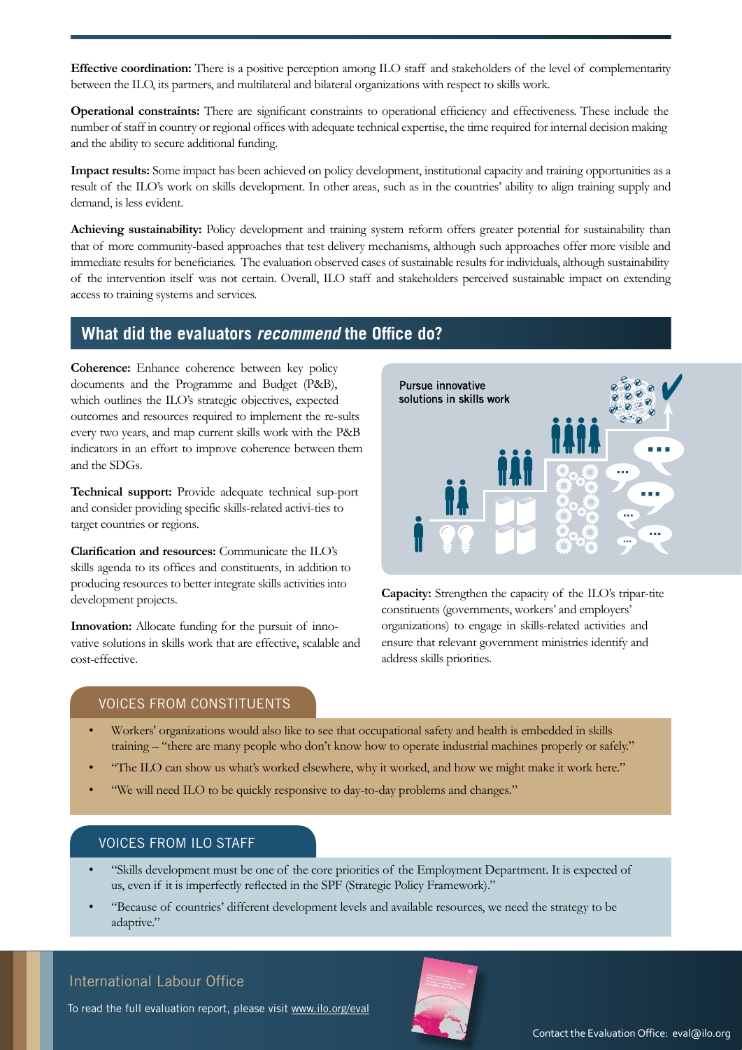**Effective coordination:** There is a positive perception among ILO staff and stakeholders of the level of complementarity between the ILO, its partners, and multilateral and bilateral organizations with respect to skills work.

**Operational constraints:** There are significant constraints to operational efficiency and effectiveness. These include the number of staff in country or regional offices with adequate technical expertise, the time required for internal decision making and the ability to secure additional funding.

**Impact results:** Some impact has been achieved on policy development, institutional capacity and training opportunities as a result of the ILO's work on skills development. In other areas, such as in the countries' ability to align training supply and demand, is less evident.

**Achieving sustainability:** Policy development and training system reform offers greater potential for sustainability than that of more community-based approaches that test delivery mechanisms, although such approaches offer more visible and immediate results for beneficiaries. The evaluation observed cases of sustainable results for individuals, although sustainability of the intervention itself was not certain. Overall, ILO staff and stakeholders perceived sustainable impact on extending access to training systems and services.

## What did the evaluators *recommend* the Office do?

**Coherence:** Enhance coherence between key policy documents and the Programme and Budget (P&B), which outlines the ILO's strategic objectives, expected outcomes and resources required to implement the re-sults every two years, and map current skills work with the P&B indicators in an effort to improve coherence between them and the SDGs.

**Technical support:** Provide adequate technical sup-port and consider providing specific skills-related activi-ties to target countries or regions.

**Clarification and resources:** Communicate the ILO's skills agenda to its offices and constituents, in addition to producing resources to better integrate skills activities into development projects.

**Innovation:** Allocate funding for the pursuit of inno-vative solutions in skills work that are effective, scalable and cost-effective.

Pursue innovative solutions in skills work

**Capacity:** Strengthen the capacity of the ILO's tripar-tite constituents (governments, workers' and employers' organizations) to engage in skills-related activities and ensure that relevant government ministries identify and address skills priorities.

### VOICES FROM CONSTITUENTS

- Workers' organizations would also like to see that occupational safety and health is embedded in skills training – "there are many people who don't know how to operate industrial machines properly or safely."
- "The ILO can show us what's worked elsewhere, why it worked, and how we might make it work here."
- "We will need ILO to be quickly responsive to day-to-day problems and changes."

### VOICES FROM ILO STAFF

- "Skills development must be one of the core priorities of the Employment Department. It is expected of us, even if it is imperfectly reflected in the SPF (Strategic Policy Framework)."
- "Because of countries' different development levels and available resources, we need the strategy to be adaptive."

International Labour Office

To read the full evaluation report, please visit www.ilo.org/eval

Contact the Evaluation Office: eval@ilo.org